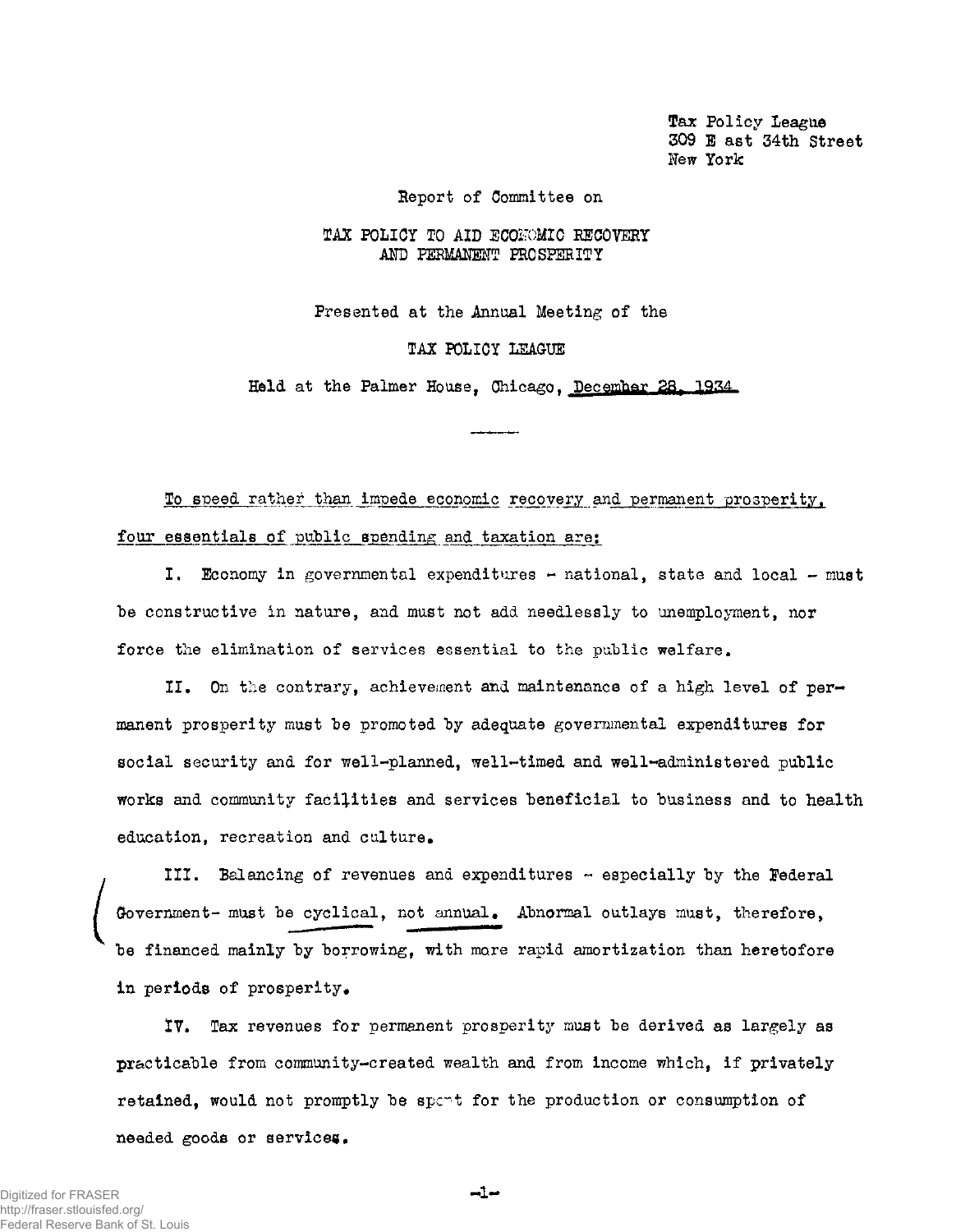Tax Policy League
309 East 34th Street
New York

Report of Committee on

# TAX POLICY TO AID ECONOMIC RECOVERY AND PERMANENT PROSPERITY

Presented at the Annual Meeting of the

TAX POLICY LEAGUE

Held at the Palmer House, Chicago, December 28, 1934

---

To speed rather than impede economic recovery and permanent prosperity, four essentials of public spending and taxation are:

I. Economy in governmental expenditures - national, state and local - must be constructive in nature, and must not add needlessly to unemployment, nor force the elimination of services essential to the public welfare.

II. On the contrary, achievement and maintenance of a high level of permanent prosperity must be promoted by adequate governmental expenditures for social security and for well-planned, well-timed and well-administered public works and community facilities and services beneficial to business and to health education, recreation and culture.

III. Balancing of revenues and expenditures - especially by the Federal Government- must be cyclical, not annual. Abnormal outlays must, therefore, be financed mainly by borrowing, with more rapid amortization than heretofore in periods of prosperity.

IV. Tax revenues for permanent prosperity must be derived as largely as practicable from community-created wealth and from income which, if privately retained, would not promptly be spent for the production or consumption of needed goods or services.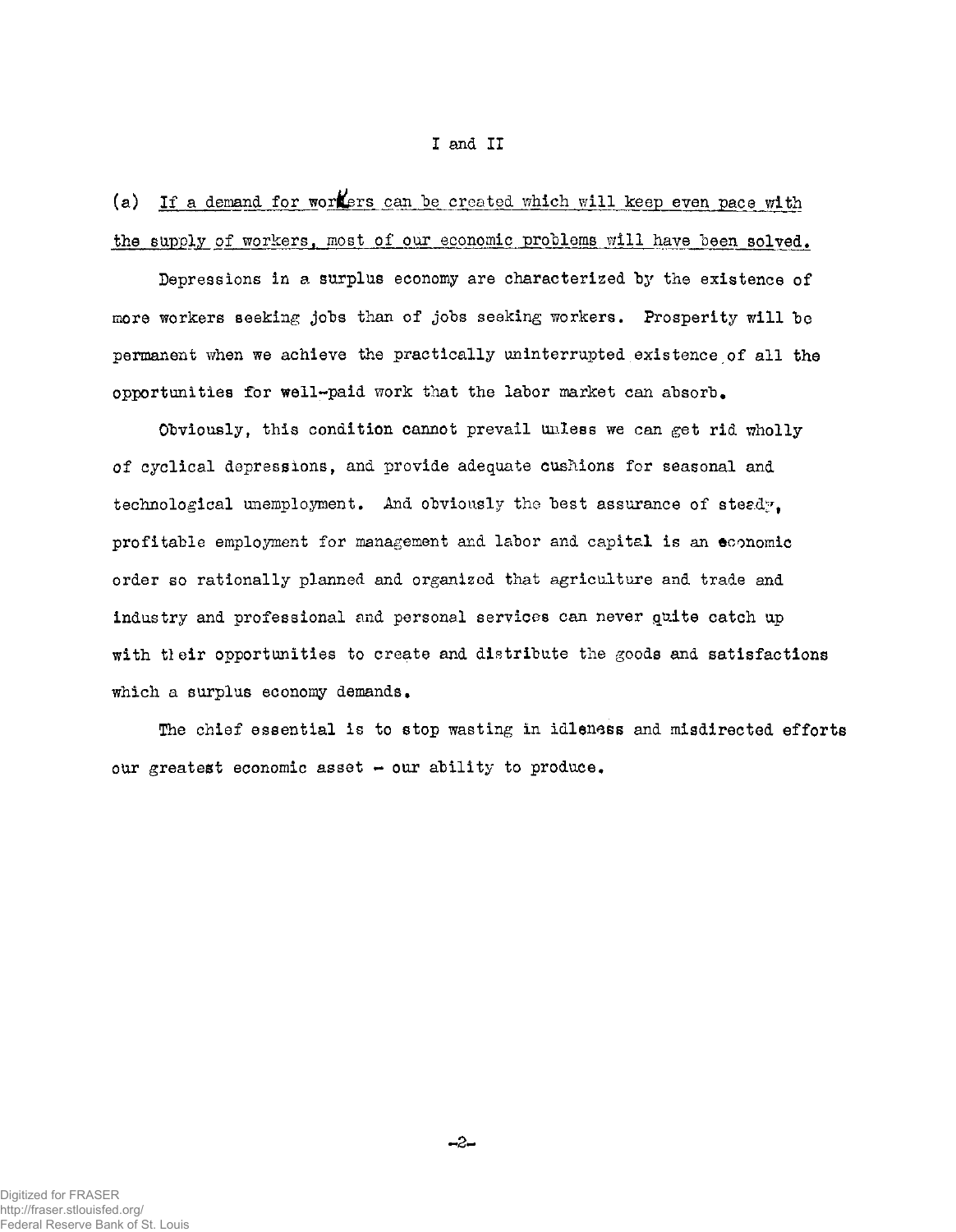I and II

(a) <u>If a demand for workers can be created which will keep even pace with the supply of workers, most of our economic problems will have been solved.</u>

Depressions in a surplus economy are characterized by the existence of more workers seeking jobs than of jobs seeking workers. Prosperity will be permanent when we achieve the practically uninterrupted existence of all the opportunities for well-paid work that the labor market can absorb.

Obviously, this condition cannot prevail unless we can get rid wholly of cyclical depressions, and provide adequate cushions for seasonal and technological unemployment. And obviously the best assurance of steady, profitable employment for management and labor and capital is an economic order so rationally planned and organized that agriculture and trade and industry and professional and personal services can never quite catch up with their opportunities to create and distribute the goods and satisfactions which a surplus economy demands.

The chief essential is to stop wasting in idleness and misdirected efforts our greatest economic asset – our ability to produce.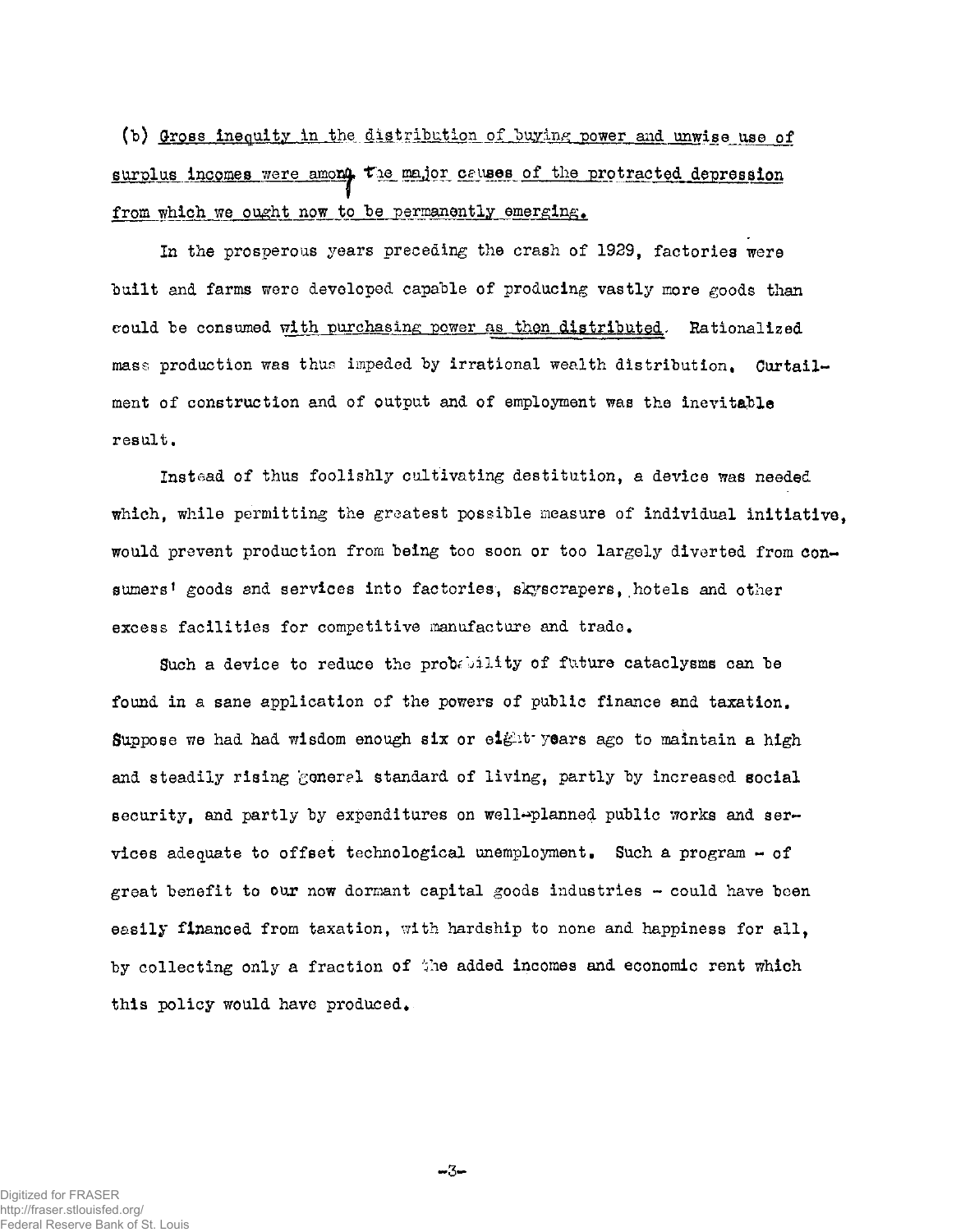(b) <u>Gross inequity in the distribution of buying power and unwise use of surplus incomes were among the major causes of the protracted depression from which we ought now to be permanently emerging.</u>

In the prosperous years preceding the crash of 1929, factories were built and farms were developed capable of producing vastly more goods than could be consumed <u>with purchasing power as then distributed</u>. Rationalized mass production was thus impeded by irrational wealth distribution. Curtailment of construction and of output and of employment was the inevitable result.

Instead of thus foolishly cultivating destitution, a device was needed which, while permitting the greatest possible measure of individual initiative, would prevent production from being too soon or too largely diverted from consumers' goods and services into factories, skyscrapers, hotels and other excess facilities for competitive manufacture and trade.

Such a device to reduce the probability of future cataclysms can be found in a sane application of the powers of public finance and taxation. Suppose we had had wisdom enough six or eight years ago to maintain a high and steadily rising general standard of living, partly by increased social security, and partly by expenditures on well-planned public works and services adequate to offset technological unemployment. Such a program - of great benefit to our now dormant capital goods industries - could have been easily financed from taxation, with hardship to none and happiness for all, by collecting only a fraction of the added incomes and economic rent which this policy would have produced.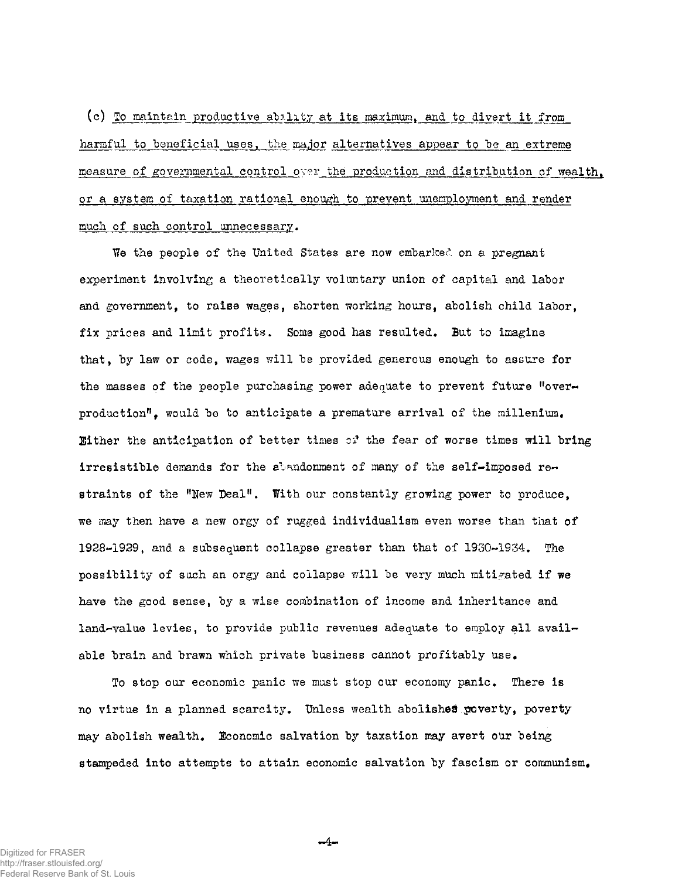(c) <u>To maintain productive ability at its maximum, and to divert it from harmful to beneficial uses, the major alternatives appear to be an extreme measure of governmental control over the production and distribution of wealth, or a system of taxation rational enough to prevent unemployment and render much of such control unnecessary.</u>

We the people of the United States are now embarked on a pregnant experiment involving a theoretically voluntary union of capital and labor and government, to raise wages, shorten working hours, abolish child labor, fix prices and limit profits. Some good has resulted. But to imagine that, by law or code, wages will be provided generous enough to assure for the masses of the people purchasing power adequate to prevent future "over-production", would be to anticipate a premature arrival of the millenium. Either the anticipation of better times or the fear of worse times will bring irresistible demands for the abandonment of many of the self-imposed restraints of the "New Deal". With our constantly growing power to produce, we may then have a new orgy of rugged individualism even worse than that of 1928-1929, and a subsequent collapse greater than that of 1930-1934. The possibility of such an orgy and collapse will be very much mitigated if we have the good sense, by a wise combination of income and inheritance and land-value levies, to provide public revenues adequate to employ all available brain and brawn which private business cannot profitably use.

To stop our economic panic we must stop our economy panic. There is no virtue in a planned scarcity. Unless wealth abolishes poverty, poverty may abolish wealth. Economic salvation by taxation may avert our being stampeded into attempts to attain economic salvation by fascism or communism.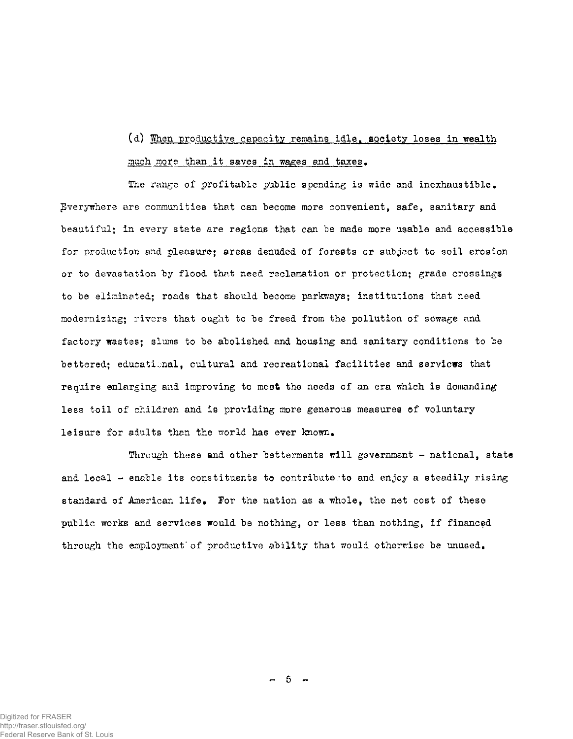(d) <u>When productive capacity remains idle, society loses in wealth much more than it saves in wages and taxes.</u>

The range of profitable public spending is wide and inexhaustible. Everywhere are communities that can become more convenient, safe, sanitary and beautiful; in every state are regions that can be made more usable and accessible for production and pleasure; areas denuded of forests or subject to soil erosion or to devastation by flood that need reclamation or protection; grade crossings to be eliminated; roads that should become parkways; institutions that need modernizing; rivers that ought to be freed from the pollution of sewage and factory wastes; slums to be abolished and housing and sanitary conditions to be bettered; educational, cultural and recreational facilities and services that require enlarging and improving to meet the needs of an era which is demanding less toil of children and is providing more generous measures of voluntary leisure for adults than the world has ever known.

Through these and other betterments will government - national, state and local - enable its constituents to contribute to and enjoy a steadily rising standard of American life. For the nation as a whole, the net cost of these public works and services would be nothing, or less than nothing, if financed through the employment of productive ability that would otherwise be unused.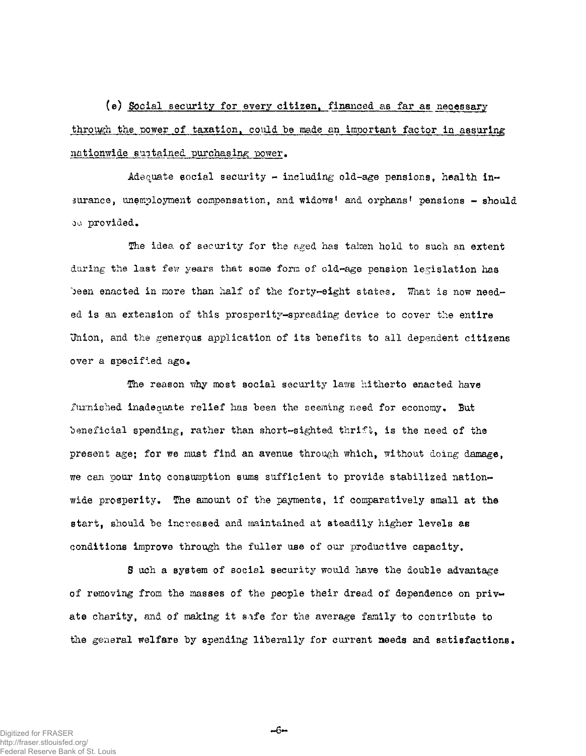(e) <u>Social security for every citizen, financed as far as necessary through the power of taxation, could be made an important factor in assuring nationwide sustained purchasing power.</u>

Adequate social security - including old-age pensions, health insurance, unemployment compensation, and widows' and orphans' pensions - should be provided.

The idea of security for the aged has taken hold to such an extent during the last few years that some form of old-age pension legislation has been enacted in more than half of the forty-eight states. What is now needed is an extension of this prosperity-spreading device to cover the entire Union, and the generous application of its benefits to all dependent citizens over a specified age.

The reason why most social security laws hitherto enacted have furnished inadequate relief has been the seeming need for economy. But beneficial spending, rather than short-sighted thrift, is the need of the present age; for we must find an avenue through which, without doing damage, we can pour into consumption sums sufficient to provide stabilized nationwide prosperity. The amount of the payments, if comparatively small at the start, should be increased and maintained at steadily higher levels as conditions improve through the fuller use of our productive capacity.

Such a system of social security would have the double advantage of removing from the masses of the people their dread of dependence on private charity, and of making it safe for the average family to contribute to the general welfare by spending liberally for current needs and satisfactions.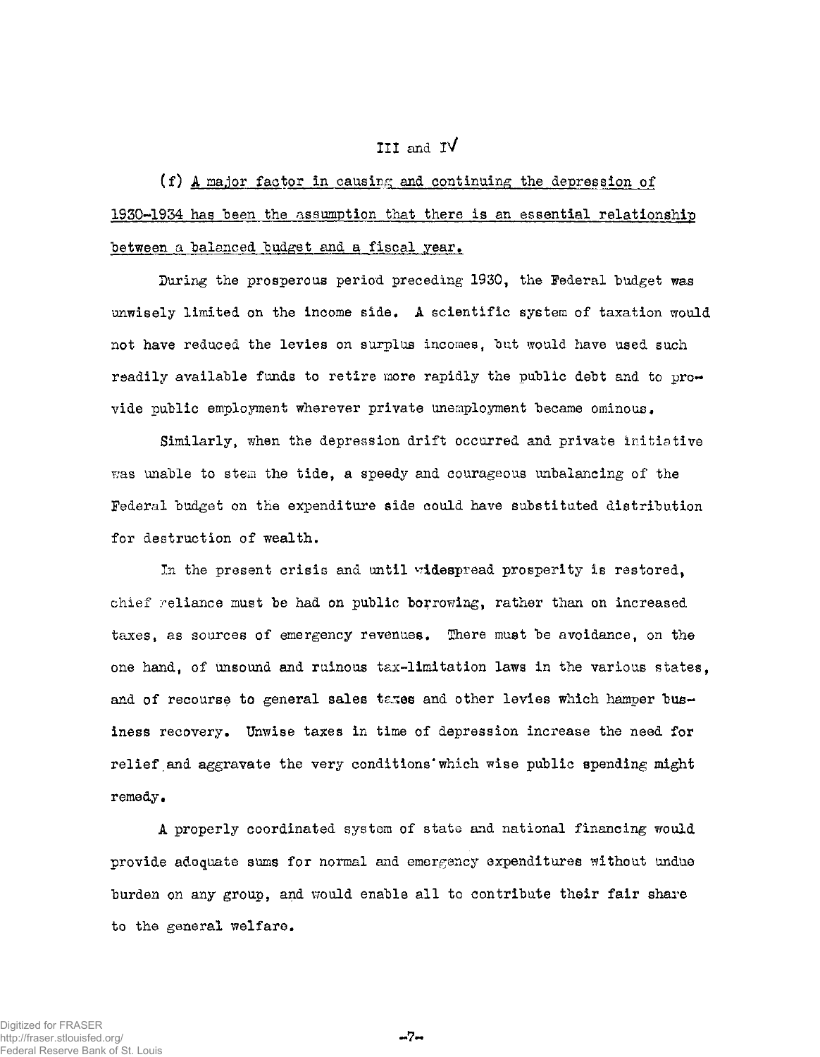III and IV

(f) A major factor in causing and continuing the depression of 1930-1934 has been the assumption that there is an essential relationship between a balanced budget and a fiscal year.

During the prosperous period preceding 1930, the Federal budget was unwisely limited on the income side. A scientific system of taxation would not have reduced the levies on surplus incomes, but would have used such readily available funds to retire more rapidly the public debt and to provide public employment wherever private unemployment became ominous.

Similarly, when the depression drift occurred and private initiative was unable to stem the tide, a speedy and courageous unbalancing of the Federal budget on the expenditure side could have substituted distribution for destruction of wealth.

In the present crisis and until widespread prosperity is restored, chief reliance must be had on public borrowing, rather than on increased taxes, as sources of emergency revenues. There must be avoidance, on the one hand, of unsound and ruinous tax-limitation laws in the various states, and of recourse to general sales taxes and other levies which hamper business recovery. Unwise taxes in time of depression increase the need for relief and aggravate the very conditions which wise public spending might remedy.

A properly coordinated system of state and national financing would provide adequate sums for normal and emergency expenditures without undue burden on any group, and would enable all to contribute their fair share to the general welfare.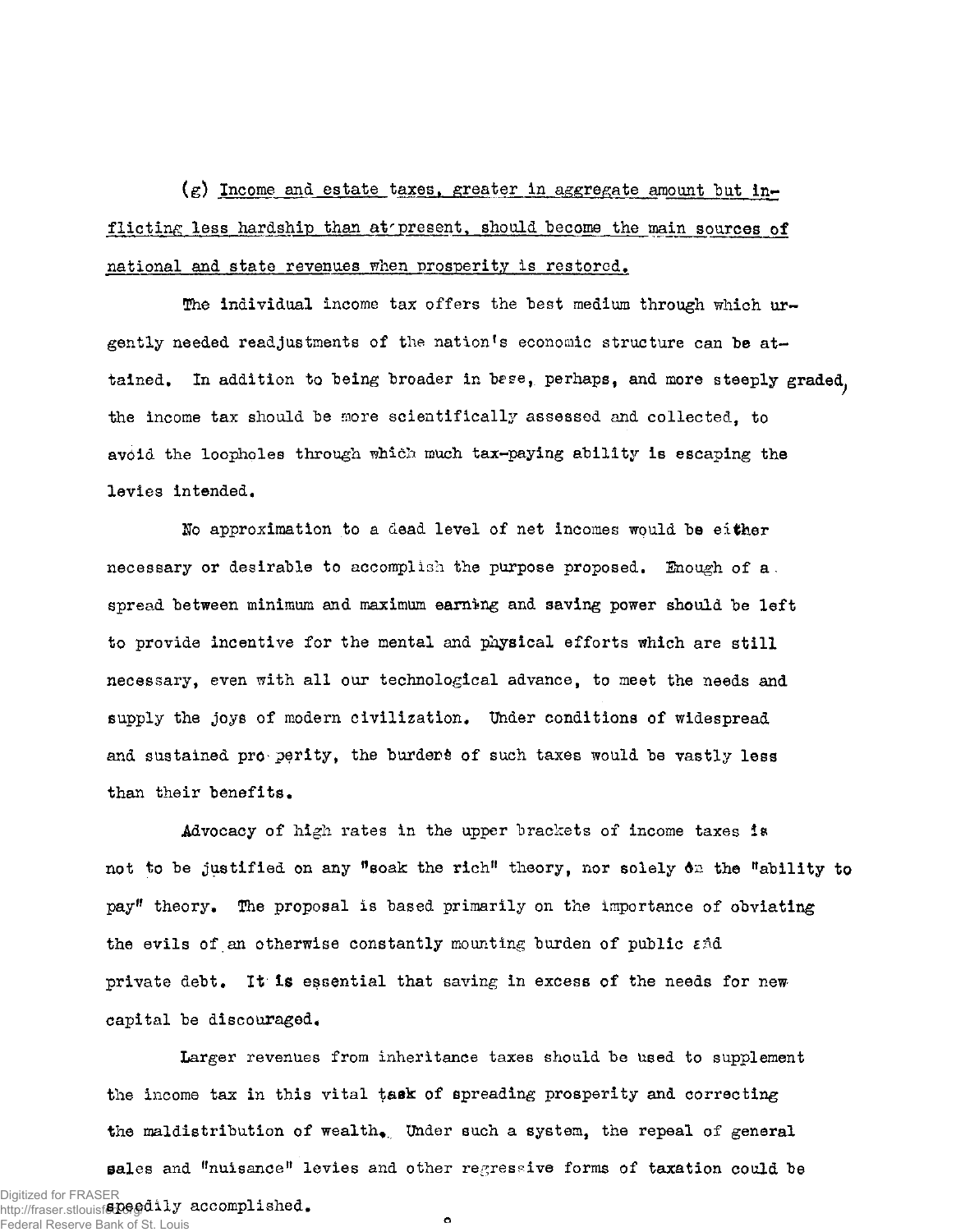(g) _Income and estate taxes, greater in aggregate amount but inflicting less hardship than at present, should become the main sources of national and state revenues when prosperity is restored._

The individual income tax offers the best medium through which urgently needed readjustments of the nation's economic structure can be attained. In addition to being broader in base, perhaps, and more steeply graded, the income tax should be more scientifically assessed and collected, to avoid the loopholes through which much tax-paying ability is escaping the levies intended.

No approximation to a dead level of net incomes would be either necessary or desirable to accomplish the purpose proposed. Enough of a spread between minimum and maximum earning and saving power should be left to provide incentive for the mental and physical efforts which are still necessary, even with all our technological advance, to meet the needs and supply the joys of modern civilization. Under conditions of widespread and sustained prosperity, the burdens of such taxes would be vastly less than their benefits.

Advocacy of high rates in the upper brackets of income taxes is not to be justified on any "soak the rich" theory, nor solely on the "ability to pay" theory. The proposal is based primarily on the importance of obviating the evils of an otherwise constantly mounting burden of public and private debt. It is essential that saving in excess of the needs for new capital be discouraged.

Larger revenues from inheritance taxes should be used to supplement the income tax in this vital task of spreading prosperity and correcting the maldistribution of wealth. Under such a system, the repeal of general sales and "nuisance" levies and other regressive forms of taxation could be speedily accomplished.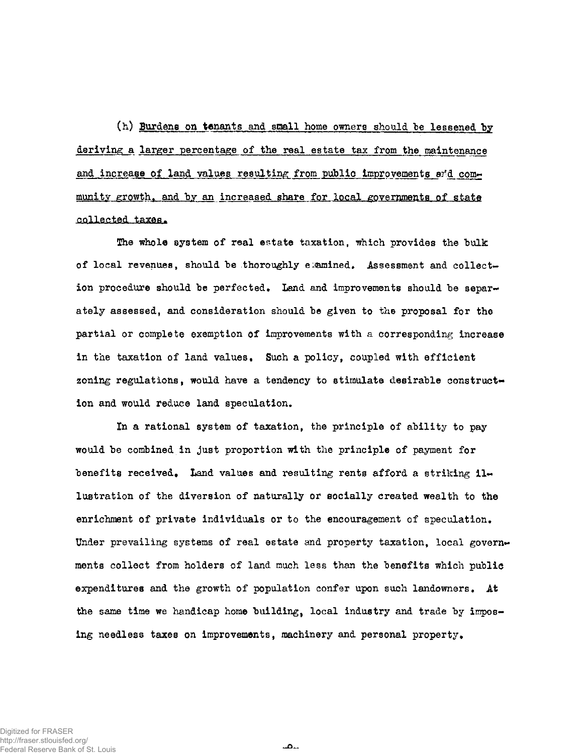(h) <u>Burdens on tenants and small home owners should be lessened by deriving a larger percentage of the real estate tax from the maintenance and increase of land values resulting from public improvements and community growth, and by an increased share for local governments of state collected taxes.</u>

The whole system of real estate taxation, which provides the bulk of local revenues, should be thoroughly examined. Assessment and collection procedure should be perfected. Land and improvements should be separately assessed, and consideration should be given to the proposal for the partial or complete exemption of improvements with a corresponding increase in the taxation of land values. Such a policy, coupled with efficient zoning regulations, would have a tendency to stimulate desirable construction and would reduce land speculation.

In a rational system of taxation, the principle of ability to pay would be combined in just proportion with the principle of payment for benefits received. Land values and resulting rents afford a striking illustration of the diversion of naturally or socially created wealth to the enrichment of private individuals or to the encouragement of speculation. Under prevailing systems of real estate and property taxation, local governments collect from holders of land much less than the benefits which public expenditures and the growth of population confer upon such landowners. At the same time we handicap home building, local industry and trade by imposing needless taxes on improvements, machinery and personal property.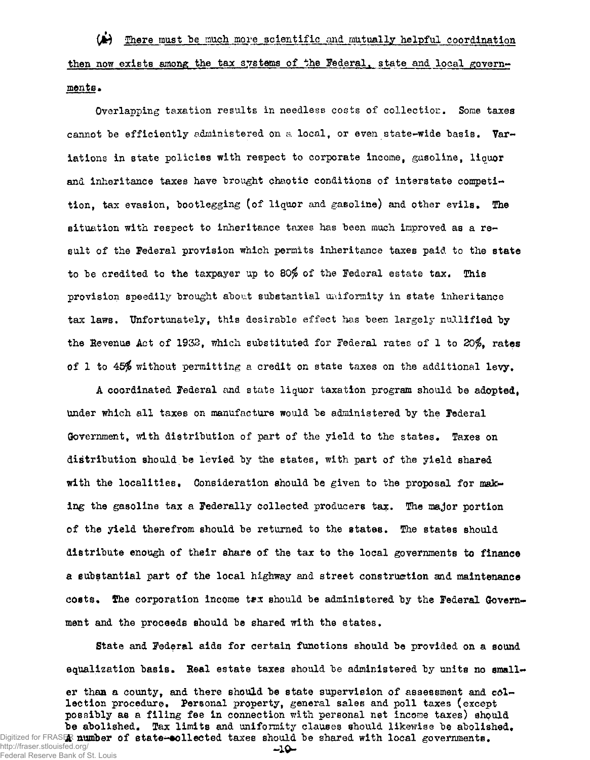(4) <u>There must be much more scientific and mutually helpful coordination then now exists among the tax systems of the Federal, state and local governments.</u>

Overlapping taxation results in needless costs of collection. Some taxes cannot be efficiently administered on a local, or even state-wide basis. Variations in state policies with respect to corporate income, gasoline, liquor and inheritance taxes have brought chaotic conditions of interstate competition, tax evasion, bootlegging (of liquor and gasoline) and other evils. The situation with respect to inheritance taxes has been much improved as a result of the Federal provision which permits inheritance taxes paid to the state to be credited to the taxpayer up to 80% of the Federal estate tax. This provision speedily brought about substantial uniformity in state inheritance tax laws. Unfortunately, this desirable effect has been largely nullified by the Revenue Act of 1932, which substituted for Federal rates of 1 to 20%, rates of 1 to 45% without permitting a credit on state taxes on the additional levy.

A coordinated Federal and state liquor taxation program should be adopted, under which all taxes on manufacture would be administered by the Federal Government, with distribution of part of the yield to the states. Taxes on distribution should be levied by the states, with part of the yield shared with the localities. Consideration should be given to the proposal for making the gasoline tax a Federally collected producers tax. The major portion of the yield therefrom should be returned to the states. The states should distribute enough of their share of the tax to the local governments to finance a substantial part of the local highway and street construction and maintenance costs. The corporation income tax should be administered by the Federal Government and the proceeds should be shared with the states.

State and Federal aids for certain functions should be provided on a sound equalization basis. Real estate taxes should be administered by units no smaller than a county, and there should be state supervision of assessment and collection procedure. Personal property, general sales and poll taxes (except possibly as a filing fee in connection with personal net income taxes) should be abolished. Tax limits and uniformity clauses should likewise be abolished. A number of state-collected taxes should be shared with local governments.